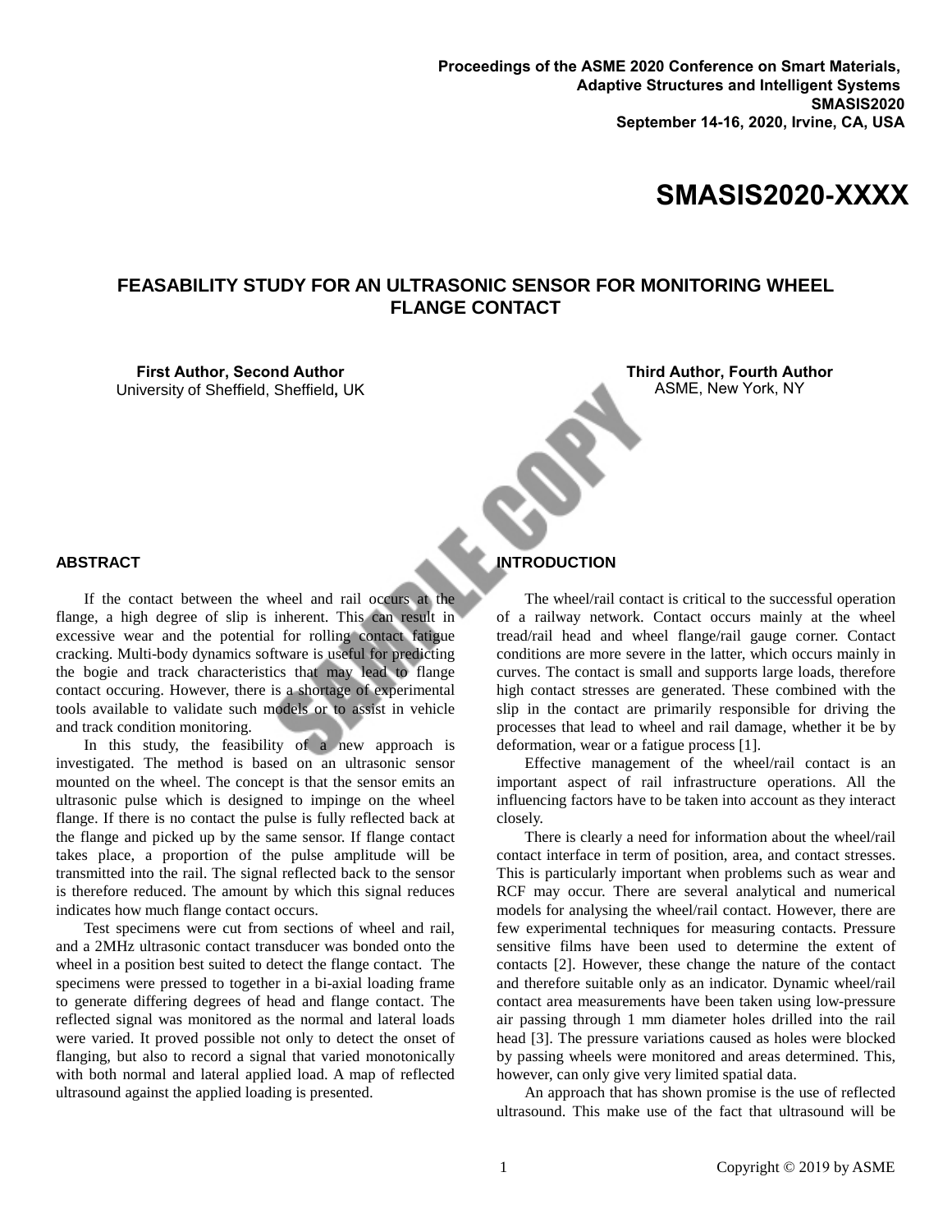Proceedings of the ASME 2020 Conference on Smart Materials, Adaptive Structures and Intelligent Systems
SMASIS2020
September 14-16, 2020, Irvine, CA, USA

**SMASIS2020-XXXX**

# FEASABILITY STUDY FOR AN ULTRASONIC SENSOR FOR MONITORING WHEEL FLANGE CONTACT

**First Author, Second Author**
University of Sheffield, Sheffield, UK

**Third Author, Fourth Author**
ASME, New York, NY

## ABSTRACT

If the contact between the wheel and rail occurs at the flange, a high degree of slip is inherent. This can result in excessive wear and the potential for rolling contact fatigue cracking. Multi-body dynamics software is useful for predicting the bogie and track characteristics that may lead to flange contact occuring. However, there is a shortage of experimental tools available to validate such models or to assist in vehicle and track condition monitoring.

In this study, the feasibility of a new approach is investigated. The method is based on an ultrasonic sensor mounted on the wheel. The concept is that the sensor emits an ultrasonic pulse which is designed to impinge on the wheel flange. If there is no contact the pulse is fully reflected back at the flange and picked up by the same sensor. If flange contact takes place, a proportion of the pulse amplitude will be transmitted into the rail. The signal reflected back to the sensor is therefore reduced. The amount by which this signal reduces indicates how much flange contact occurs.

Test specimens were cut from sections of wheel and rail, and a 2MHz ultrasonic contact transducer was bonded onto the wheel in a position best suited to detect the flange contact. The specimens were pressed to together in a bi-axial loading frame to generate differing degrees of head and flange contact. The reflected signal was monitored as the normal and lateral loads were varied. It proved possible not only to detect the onset of flanging, but also to record a signal that varied monotonically with both normal and lateral applied load. A map of reflected ultrasound against the applied loading is presented.

## INTRODUCTION

The wheel/rail contact is critical to the successful operation of a railway network. Contact occurs mainly at the wheel tread/rail head and wheel flange/rail gauge corner. Contact conditions are more severe in the latter, which occurs mainly in curves. The contact is small and supports large loads, therefore high contact stresses are generated. These combined with the slip in the contact are primarily responsible for driving the processes that lead to wheel and rail damage, whether it be by deformation, wear or a fatigue process [1].

Effective management of the wheel/rail contact is an important aspect of rail infrastructure operations. All the influencing factors have to be taken into account as they interact closely.

There is clearly a need for information about the wheel/rail contact interface in term of position, area, and contact stresses. This is particularly important when problems such as wear and RCF may occur. There are several analytical and numerical models for analysing the wheel/rail contact. However, there are few experimental techniques for measuring contacts. Pressure sensitive films have been used to determine the extent of contacts [2]. However, these change the nature of the contact and therefore suitable only as an indicator. Dynamic wheel/rail contact area measurements have been taken using low-pressure air passing through 1 mm diameter holes drilled into the rail head [3]. The pressure variations caused as holes were blocked by passing wheels were monitored and areas determined. This, however, can only give very limited spatial data.

An approach that has shown promise is the use of reflected ultrasound. This make use of the fact that ultrasound will be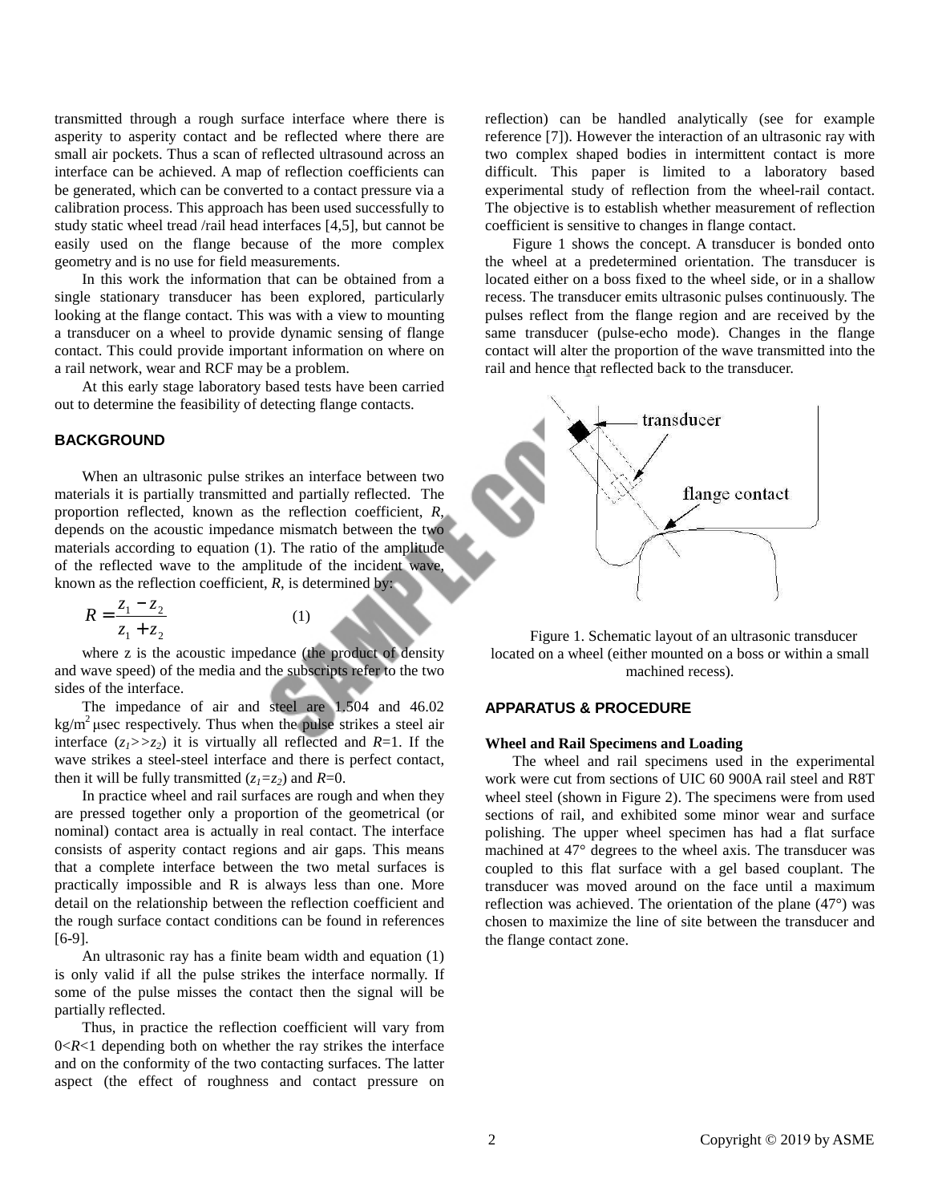transmitted through a rough surface interface where there is asperity to asperity contact and be reflected where there are small air pockets. Thus a scan of reflected ultrasound across an interface can be achieved. A map of reflection coefficients can be generated, which can be converted to a contact pressure via a calibration process. This approach has been used successfully to study static wheel tread /rail head interfaces [4,5], but cannot be easily used on the flange because of the more complex geometry and is no use for field measurements.

In this work the information that can be obtained from a single stationary transducer has been explored, particularly looking at the flange contact. This was with a view to mounting a transducer on a wheel to provide dynamic sensing of flange contact. This could provide important information on where on a rail network, wear and RCF may be a problem.

At this early stage laboratory based tests have been carried out to determine the feasibility of detecting flange contacts.

## BACKGROUND

When an ultrasonic pulse strikes an interface between two materials it is partially transmitted and partially reflected. The proportion reflected, known as the reflection coefficient, *R*, depends on the acoustic impedance mismatch between the two materials according to equation (1). The ratio of the amplitude of the reflected wave to the amplitude of the incident wave, known as the reflection coefficient, *R*, is determined by:

$$R = \frac{z_1 - z_2}{z_1 + z_2} \qquad (1)$$

where z is the acoustic impedance (the product of density and wave speed) of the media and the subscripts refer to the two sides of the interface.

The impedance of air and steel are 1.504 and 46.02 kg/m$^2$ μsec respectively. Thus when the pulse strikes a steel air interface ($z_1 >> z_2$) it is virtually all reflected and *R*=1. If the wave strikes a steel-steel interface and there is perfect contact, then it will be fully transmitted ($z_1 = z_2$) and *R*=0.

In practice wheel and rail surfaces are rough and when they are pressed together only a proportion of the geometrical (or nominal) contact area is actually in real contact. The interface consists of asperity contact regions and air gaps. This means that a complete interface between the two metal surfaces is practically impossible and R is always less than one. More detail on the relationship between the reflection coefficient and the rough surface contact conditions can be found in references [6-9].

An ultrasonic ray has a finite beam width and equation (1) is only valid if all the pulse strikes the interface normally. If some of the pulse misses the contact then the signal will be partially reflected.

Thus, in practice the reflection coefficient will vary from $0<R<1$ depending both on whether the ray strikes the interface and on the conformity of the two contacting surfaces. The latter aspect (the effect of roughness and contact pressure on reflection) can be handled analytically (see for example reference [7]). However the interaction of an ultrasonic ray with two complex shaped bodies in intermittent contact is more difficult. This paper is limited to a laboratory based experimental study of reflection from the wheel-rail contact. The objective is to establish whether measurement of reflection coefficient is sensitive to changes in flange contact.

Figure 1 shows the concept. A transducer is bonded onto the wheel at a predetermined orientation. The transducer is located either on a boss fixed to the wheel side, or in a shallow recess. The transducer emits ultrasonic pulses continuously. The pulses reflect from the flange region and are received by the same transducer (pulse-echo mode). Changes in the flange contact will alter the proportion of the wave transmitted into the rail and hence that reflected back to the transducer.

transducer

flange contact

Figure 1. Schematic layout of an ultrasonic transducer located on a wheel (either mounted on a boss or within a small machined recess).

## APPARATUS & PROCEDURE

### Wheel and Rail Specimens and Loading

The wheel and rail specimens used in the experimental work were cut from sections of UIC 60 900A rail steel and R8T wheel steel (shown in Figure 2). The specimens were from used sections of rail, and exhibited some minor wear and surface polishing. The upper wheel specimen has had a flat surface machined at 47° degrees to the wheel axis. The transducer was coupled to this flat surface with a gel based couplant. The transducer was moved around on the face until a maximum reflection was achieved. The orientation of the plane (47°) was chosen to maximize the line of site between the transducer and the flange contact zone.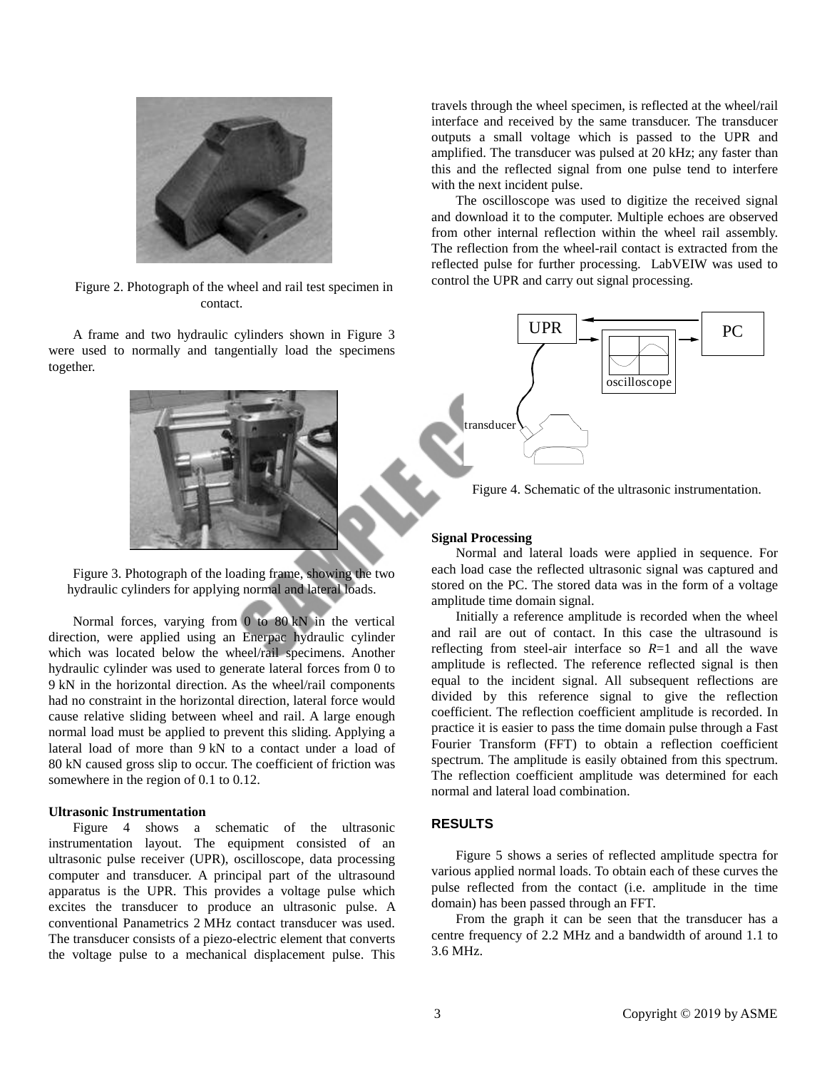Figure 2. Photograph of the wheel and rail test specimen in contact.

A frame and two hydraulic cylinders shown in Figure 3 were used to normally and tangentially load the specimens together.

Figure 3. Photograph of the loading frame, showing the two hydraulic cylinders for applying normal and lateral loads.

Normal forces, varying from 0 to 80 kN in the vertical direction, were applied using an Enerpac hydraulic cylinder which was located below the wheel/rail specimens. Another hydraulic cylinder was used to generate lateral forces from 0 to 9 kN in the horizontal direction. As the wheel/rail components had no constraint in the horizontal direction, lateral force would cause relative sliding between wheel and rail. A large enough normal load must be applied to prevent this sliding. Applying a lateral load of more than 9 kN to a contact under a load of 80 kN caused gross slip to occur. The coefficient of friction was somewhere in the region of 0.1 to 0.12.

**Ultrasonic Instrumentation**

Figure 4 shows a schematic of the ultrasonic instrumentation layout. The equipment consisted of an ultrasonic pulse receiver (UPR), oscilloscope, data processing computer and transducer. A principal part of the ultrasound apparatus is the UPR. This provides a voltage pulse which excites the transducer to produce an ultrasonic pulse. A conventional Panametrics 2 MHz contact transducer was used. The transducer consists of a piezo-electric element that converts the voltage pulse to a mechanical displacement pulse. This travels through the wheel specimen, is reflected at the wheel/rail interface and received by the same transducer. The transducer outputs a small voltage which is passed to the UPR and amplified. The transducer was pulsed at 20 kHz; any faster than this and the reflected signal from one pulse tend to interfere with the next incident pulse.

The oscilloscope was used to digitize the received signal and download it to the computer. Multiple echoes are observed from other internal reflection within the wheel rail assembly. The reflection from the wheel-rail contact is extracted from the reflected pulse for further processing. LabVEIW was used to control the UPR and carry out signal processing.

UPR

PC

oscilloscope

transducer

Figure 4. Schematic of the ultrasonic instrumentation.

**Signal Processing**

Normal and lateral loads were applied in sequence. For each load case the reflected ultrasonic signal was captured and stored on the PC. The stored data was in the form of a voltage amplitude time domain signal.

Initially a reference amplitude is recorded when the wheel and rail are out of contact. In this case the ultrasound is reflecting from steel-air interface so $R$=1 and all the wave amplitude is reflected. The reference reflected signal is then equal to the incident signal. All subsequent reflections are divided by this reference signal to give the reflection coefficient. The reflection coefficient amplitude is recorded. In practice it is easier to pass the time domain pulse through a Fast Fourier Transform (FFT) to obtain a reflection coefficient spectrum. The amplitude is easily obtained from this spectrum. The reflection coefficient amplitude was determined for each normal and lateral load combination.

## RESULTS

Figure 5 shows a series of reflected amplitude spectra for various applied normal loads. To obtain each of these curves the pulse reflected from the contact (i.e. amplitude in the time domain) has been passed through an FFT.

From the graph it can be seen that the transducer has a centre frequency of 2.2 MHz and a bandwidth of around 1.1 to 3.6 MHz.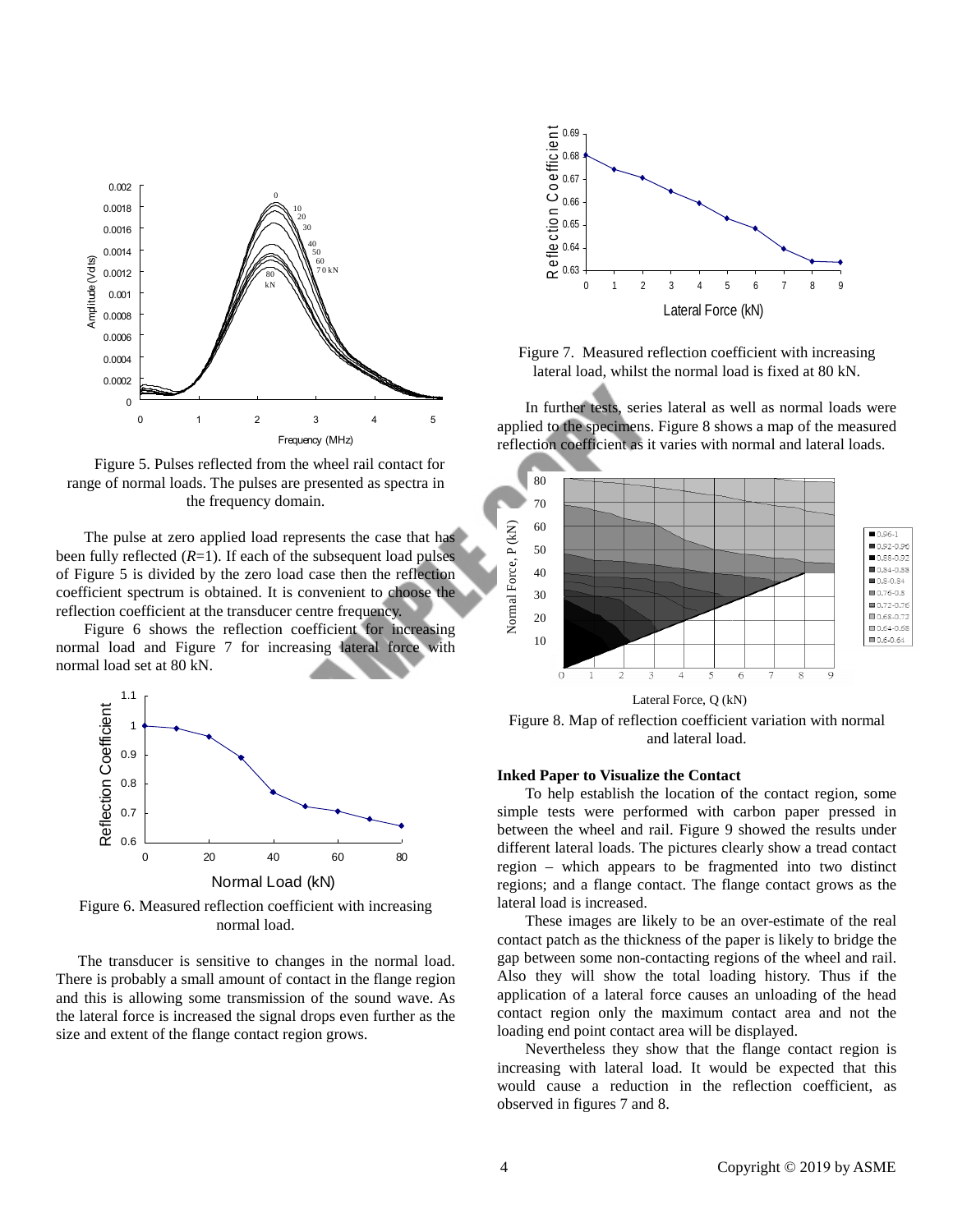0.002
0.0018
0.0016
0.0014
0.0012
0.001
0.0008
0.0006
0.0004
0.0002
0

Amplitude (Volts)

0
10
20
30
40
50
60
70 kN
80
kN

0 1 2 3 4 5

Frequency (MHz)

Figure 5. Pulses reflected from the wheel rail contact for range of normal loads. The pulses are presented as spectra in the frequency domain.

The pulse at zero applied load represents the case that has been fully reflected ($R$=1). If each of the subsequent load pulses of Figure 5 is divided by the zero load case then the reflection coefficient spectrum is obtained. It is convenient to choose the reflection coefficient at the transducer centre frequency.

Figure 6 shows the reflection coefficient for increasing normal load and Figure 7 for increasing lateral force with normal load set at 80 kN.

1.1
1
0.9
0.8
0.7
0.6

Reflection Coefficient

0 20 40 60 80

Normal Load (kN)

Figure 6. Measured reflection coefficient with increasing normal load.

The transducer is sensitive to changes in the normal load. There is probably a small amount of contact in the flange region and this is allowing some transmission of the sound wave. As the lateral force is increased the signal drops even further as the size and extent of the flange contact region grows.

0.69
0.68
0.67
0.66
0.65
0.64
0.63

Reflection Coefficient

0 1 2 3 4 5 6 7 8 9

Lateral Force (kN)

Figure 7. Measured reflection coefficient with increasing lateral load, whilst the normal load is fixed at 80 kN.

In further tests, series lateral as well as normal loads were applied to the specimens. Figure 8 shows a map of the measured reflection coefficient as it varies with normal and lateral loads.

80
70
60
50
40
30
20
10

Normal Force, P (kN)

0 1 2 3 4 5 6 7 8 9

0.96-1
0.92-0.96
0.88-0.92
0.84-0.88
0.8-0.84
0.76-0.8
0.72-0.76
0.68-0.72
0.64-0.68
0.6-0.64

Lateral Force, Q (kN)

Figure 8. Map of reflection coefficient variation with normal and lateral load.

**Inked Paper to Visualize the Contact**

To help establish the location of the contact region, some simple tests were performed with carbon paper pressed in between the wheel and rail. Figure 9 showed the results under different lateral loads. The pictures clearly show a tread contact region – which appears to be fragmented into two distinct regions; and a flange contact. The flange contact grows as the lateral load is increased.

These images are likely to be an over-estimate of the real contact patch as the thickness of the paper is likely to bridge the gap between some non-contacting regions of the wheel and rail. Also they will show the total loading history. Thus if the application of a lateral force causes an unloading of the head contact region only the maximum contact area and not the loading end point contact area will be displayed.

Nevertheless they show that the flange contact region is increasing with lateral load. It would be expected that this would cause a reduction in the reflection coefficient, as observed in figures 7 and 8.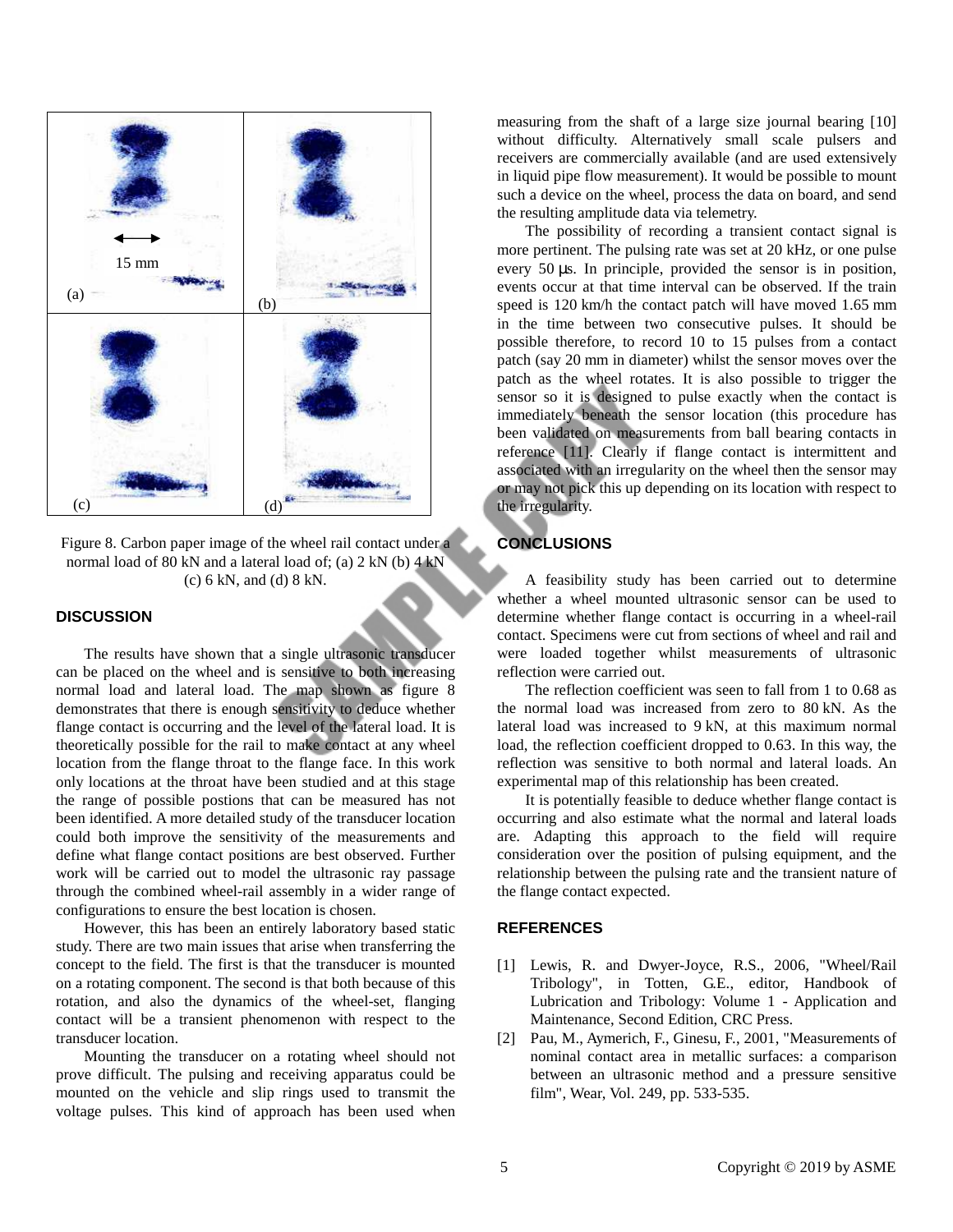(a) (b) (c) (d)

15 mm

Figure 8. Carbon paper image of the wheel rail contact under a normal load of 80 kN and a lateral load of; (a) 2 kN (b) 4 kN (c) 6 kN, and (d) 8 kN.

## DISCUSSION

The results have shown that a single ultrasonic transducer can be placed on the wheel and is sensitive to both increasing normal load and lateral load. The map shown as figure 8 demonstrates that there is enough sensitivity to deduce whether flange contact is occurring and the level of the lateral load. It is theoretically possible for the rail to make contact at any wheel location from the flange throat to the flange face. In this work only locations at the throat have been studied and at this stage the range of possible postions that can be measured has not been identified. A more detailed study of the transducer location could both improve the sensitivity of the measurements and define what flange contact positions are best observed. Further work will be carried out to model the ultrasonic ray passage through the combined wheel-rail assembly in a wider range of configurations to ensure the best location is chosen.

However, this has been an entirely laboratory based static study. There are two main issues that arise when transferring the concept to the field. The first is that the transducer is mounted on a rotating component. The second is that both because of this rotation, and also the dynamics of the wheel-set, flanging contact will be a transient phenomenon with respect to the transducer location.

Mounting the transducer on a rotating wheel should not prove difficult. The pulsing and receiving apparatus could be mounted on the vehicle and slip rings used to transmit the voltage pulses. This kind of approach has been used when measuring from the shaft of a large size journal bearing [10] without difficulty. Alternatively small scale pulsers and receivers are commercially available (and are used extensively in liquid pipe flow measurement). It would be possible to mount such a device on the wheel, process the data on board, and send the resulting amplitude data via telemetry.

The possibility of recording a transient contact signal is more pertinent. The pulsing rate was set at 20 kHz, or one pulse every 50 μs. In principle, provided the sensor is in position, events occur at that time interval can be observed. If the train speed is 120 km/h the contact patch will have moved 1.65 mm in the time between two consecutive pulses. It should be possible therefore, to record 10 to 15 pulses from a contact patch (say 20 mm in diameter) whilst the sensor moves over the patch as the wheel rotates. It is also possible to trigger the sensor so it is designed to pulse exactly when the contact is immediately beneath the sensor location (this procedure has been validated on measurements from ball bearing contacts in reference [11]. Clearly if flange contact is intermittent and associated with an irregularity on the wheel then the sensor may or may not pick this up depending on its location with respect to the irregularity.

## CONCLUSIONS

A feasibility study has been carried out to determine whether a wheel mounted ultrasonic sensor can be used to determine whether flange contact is occurring in a wheel-rail contact. Specimens were cut from sections of wheel and rail and were loaded together whilst measurements of ultrasonic reflection were carried out.

The reflection coefficient was seen to fall from 1 to 0.68 as the normal load was increased from zero to 80 kN. As the lateral load was increased to 9 kN, at this maximum normal load, the reflection coefficient dropped to 0.63. In this way, the reflection was sensitive to both normal and lateral loads. An experimental map of this relationship has been created.

It is potentially feasible to deduce whether flange contact is occurring and also estimate what the normal and lateral loads are. Adapting this approach to the field will require consideration over the position of pulsing equipment, and the relationship between the pulsing rate and the transient nature of the flange contact expected.

## REFERENCES

[1] Lewis, R. and Dwyer-Joyce, R.S., 2006, "Wheel/Rail Tribology", in Totten, G.E., editor, Handbook of Lubrication and Tribology: Volume 1 - Application and Maintenance, Second Edition, CRC Press.

[2] Pau, M., Aymerich, F., Ginesu, F., 2001, "Measurements of nominal contact area in metallic surfaces: a comparison between an ultrasonic method and a pressure sensitive film", Wear, Vol. 249, pp. 533-535.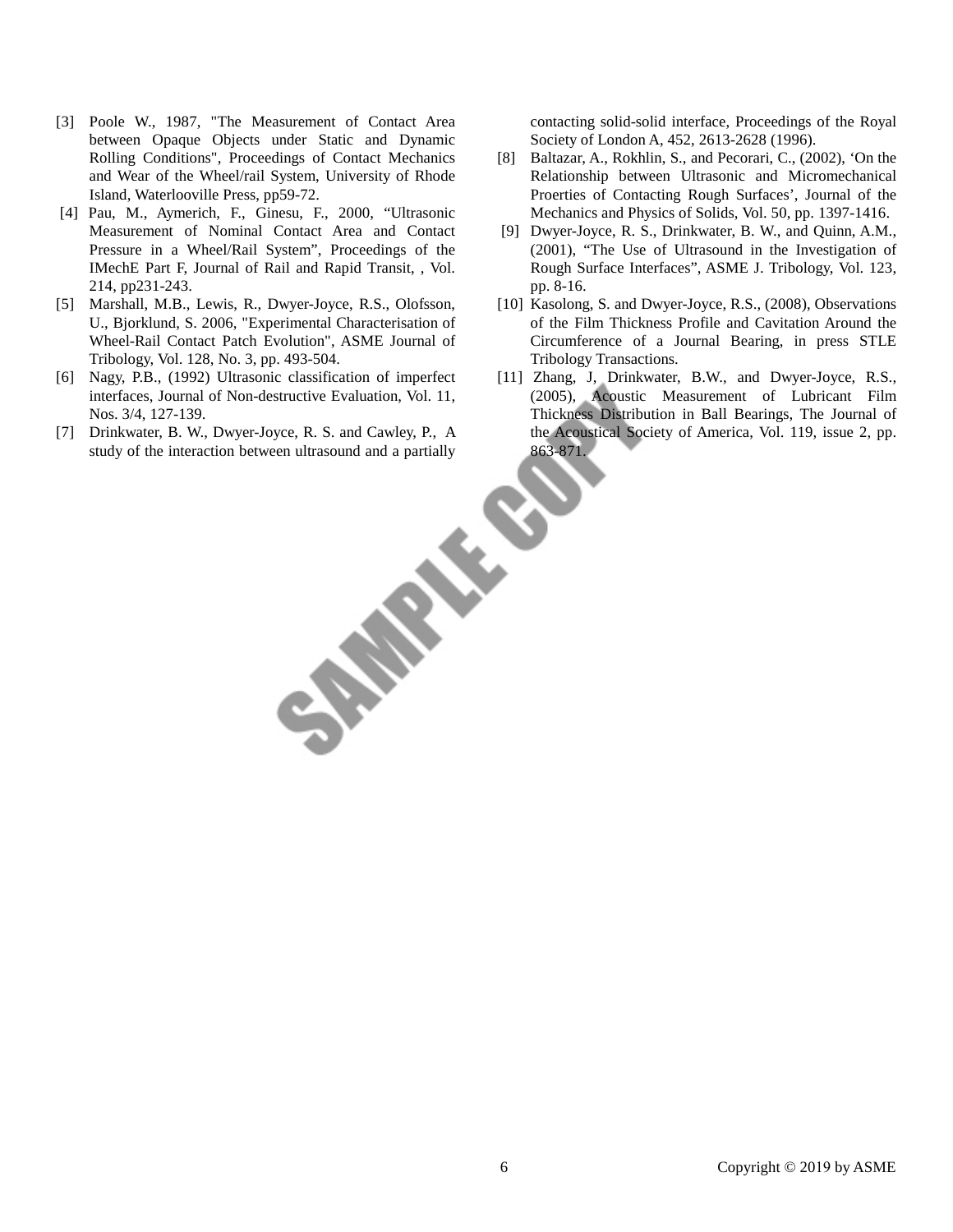[3] Poole W., 1987, "The Measurement of Contact Area between Opaque Objects under Static and Dynamic Rolling Conditions", Proceedings of Contact Mechanics and Wear of the Wheel/rail System, University of Rhode Island, Waterlooville Press, pp59-72.

[4] Pau, M., Aymerich, F., Ginesu, F., 2000, "Ultrasonic Measurement of Nominal Contact Area and Contact Pressure in a Wheel/Rail System", Proceedings of the IMechE Part F, Journal of Rail and Rapid Transit, , Vol. 214, pp231-243.

[5] Marshall, M.B., Lewis, R., Dwyer-Joyce, R.S., Olofsson, U., Bjorklund, S. 2006, "Experimental Characterisation of Wheel-Rail Contact Patch Evolution", ASME Journal of Tribology, Vol. 128, No. 3, pp. 493-504.

[6] Nagy, P.B., (1992) Ultrasonic classification of imperfect interfaces, Journal of Non-destructive Evaluation, Vol. 11, Nos. 3/4, 127-139.

[7] Drinkwater, B. W., Dwyer-Joyce, R. S. and Cawley, P., A study of the interaction between ultrasound and a partially contacting solid-solid interface, Proceedings of the Royal Society of London A, 452, 2613-2628 (1996).

[8] Baltazar, A., Rokhlin, S., and Pecorari, C., (2002), 'On the Relationship between Ultrasonic and Micromechanical Proerties of Contacting Rough Surfaces', Journal of the Mechanics and Physics of Solids, Vol. 50, pp. 1397-1416.

[9] Dwyer-Joyce, R. S., Drinkwater, B. W., and Quinn, A.M., (2001), "The Use of Ultrasound in the Investigation of Rough Surface Interfaces", ASME J. Tribology, Vol. 123, pp. 8-16.

[10] Kasolong, S. and Dwyer-Joyce, R.S., (2008), Observations of the Film Thickness Profile and Cavitation Around the Circumference of a Journal Bearing, in press STLE Tribology Transactions.

[11] Zhang, J, Drinkwater, B.W., and Dwyer-Joyce, R.S., (2005), Acoustic Measurement of Lubricant Film Thickness Distribution in Ball Bearings, The Journal of the Acoustical Society of America, Vol. 119, issue 2, pp. 863-871.